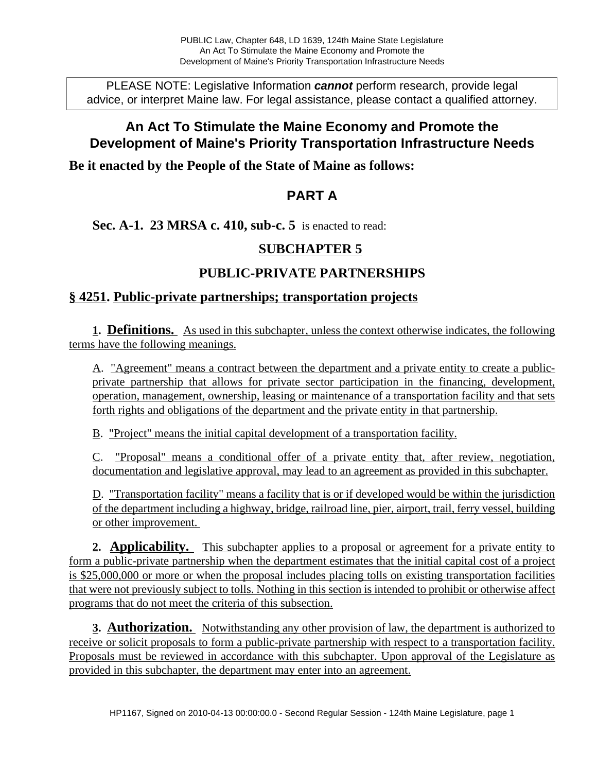PLEASE NOTE: Legislative Information ***cannot*** perform research, provide legal advice, or interpret Maine law. For legal assistance, please contact a qualified attorney.

# An Act To Stimulate the Maine Economy and Promote the Development of Maine's Priority Transportation Infrastructure Needs

**Be it enacted by the People of the State of Maine as follows:**

## PART A

**Sec. A-1. 23 MRSA c. 410, sub-c. 5** is enacted to read:

## SUBCHAPTER 5

## PUBLIC-PRIVATE PARTNERSHIPS

### § 4251. Public-private partnerships; transportation projects

**1. Definitions.** As used in this subchapter, unless the context otherwise indicates, the following terms have the following meanings.

A. "Agreement" means a contract between the department and a private entity to create a public-private partnership that allows for private sector participation in the financing, development, operation, management, ownership, leasing or maintenance of a transportation facility and that sets forth rights and obligations of the department and the private entity in that partnership.

B. "Project" means the initial capital development of a transportation facility.

C. "Proposal" means a conditional offer of a private entity that, after review, negotiation, documentation and legislative approval, may lead to an agreement as provided in this subchapter.

D. "Transportation facility" means a facility that is or if developed would be within the jurisdiction of the department including a highway, bridge, railroad line, pier, airport, trail, ferry vessel, building or other improvement.

**2. Applicability.** This subchapter applies to a proposal or agreement for a private entity to form a public-private partnership when the department estimates that the initial capital cost of a project is $25,000,000 or more or when the proposal includes placing tolls on existing transportation facilities that were not previously subject to tolls. Nothing in this section is intended to prohibit or otherwise affect programs that do not meet the criteria of this subsection.

**3. Authorization.** Notwithstanding any other provision of law, the department is authorized to receive or solicit proposals to form a public-private partnership with respect to a transportation facility. Proposals must be reviewed in accordance with this subchapter. Upon approval of the Legislature as provided in this subchapter, the department may enter into an agreement.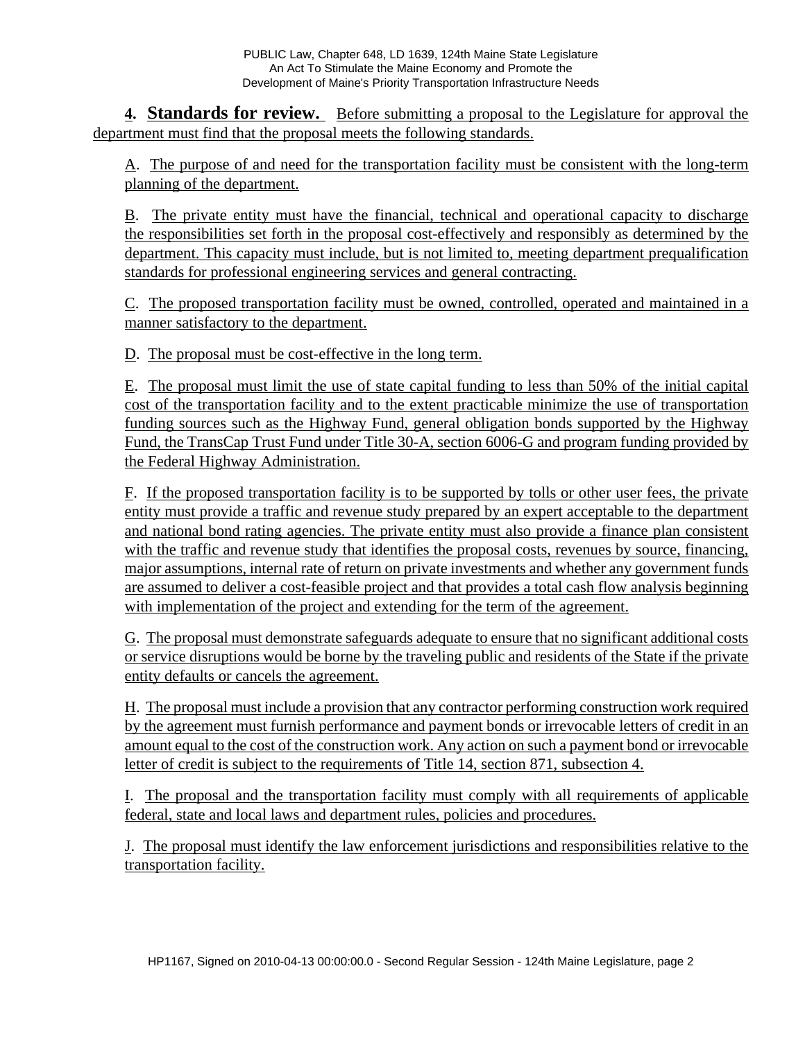**4. Standards for review.** Before submitting a proposal to the Legislature for approval the department must find that the proposal meets the following standards.

A. The purpose of and need for the transportation facility must be consistent with the long-term planning of the department.

B. The private entity must have the financial, technical and operational capacity to discharge the responsibilities set forth in the proposal cost-effectively and responsibly as determined by the department. This capacity must include, but is not limited to, meeting department prequalification standards for professional engineering services and general contracting.

C. The proposed transportation facility must be owned, controlled, operated and maintained in a manner satisfactory to the department.

D. The proposal must be cost-effective in the long term.

E. The proposal must limit the use of state capital funding to less than 50% of the initial capital cost of the transportation facility and to the extent practicable minimize the use of transportation funding sources such as the Highway Fund, general obligation bonds supported by the Highway Fund, the TransCap Trust Fund under Title 30-A, section 6006-G and program funding provided by the Federal Highway Administration.

F. If the proposed transportation facility is to be supported by tolls or other user fees, the private entity must provide a traffic and revenue study prepared by an expert acceptable to the department and national bond rating agencies. The private entity must also provide a finance plan consistent with the traffic and revenue study that identifies the proposal costs, revenues by source, financing, major assumptions, internal rate of return on private investments and whether any government funds are assumed to deliver a cost-feasible project and that provides a total cash flow analysis beginning with implementation of the project and extending for the term of the agreement.

G. The proposal must demonstrate safeguards adequate to ensure that no significant additional costs or service disruptions would be borne by the traveling public and residents of the State if the private entity defaults or cancels the agreement.

H. The proposal must include a provision that any contractor performing construction work required by the agreement must furnish performance and payment bonds or irrevocable letters of credit in an amount equal to the cost of the construction work. Any action on such a payment bond or irrevocable letter of credit is subject to the requirements of Title 14, section 871, subsection 4.

I. The proposal and the transportation facility must comply with all requirements of applicable federal, state and local laws and department rules, policies and procedures.

J. The proposal must identify the law enforcement jurisdictions and responsibilities relative to the transportation facility.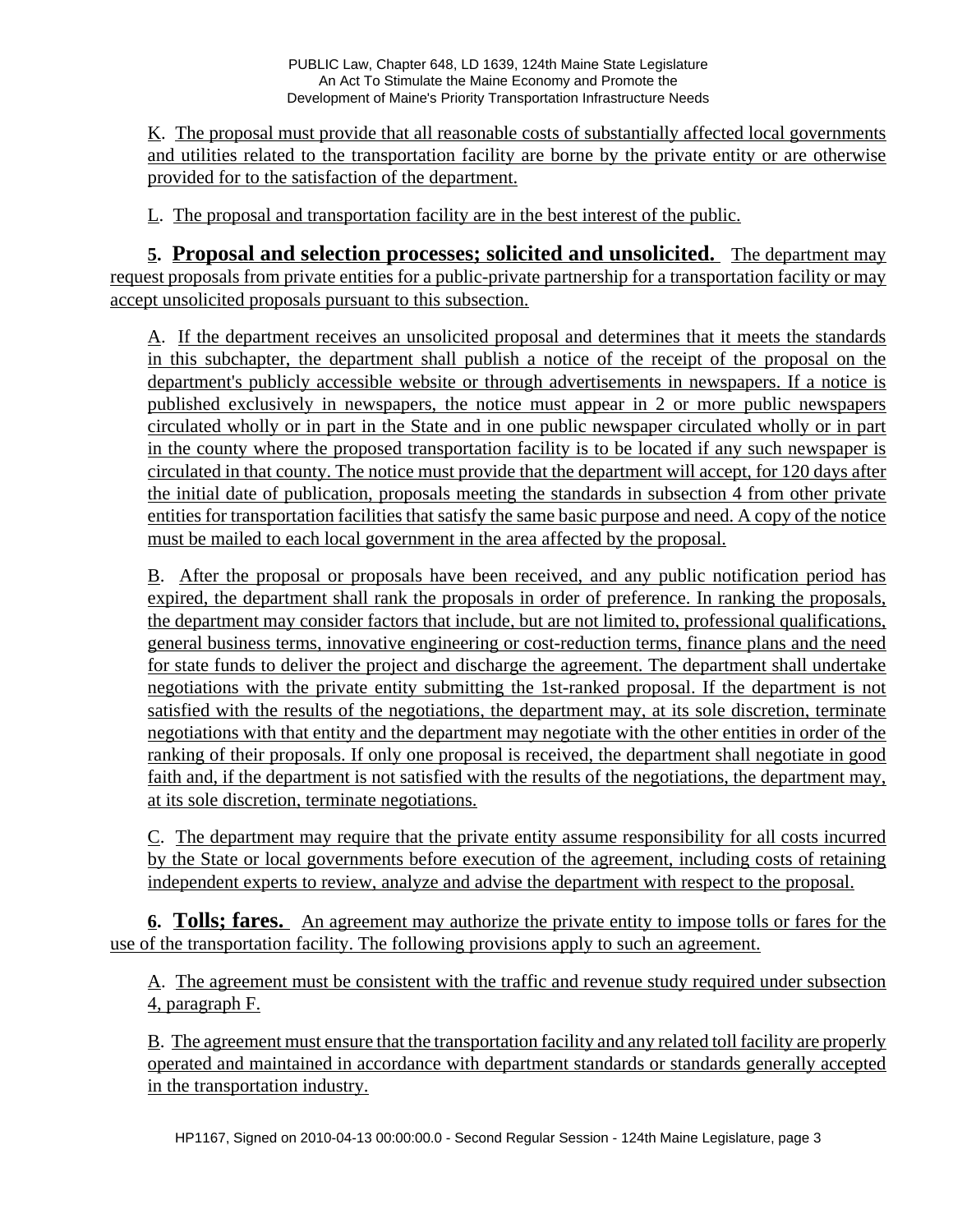K. The proposal must provide that all reasonable costs of substantially affected local governments and utilities related to the transportation facility are borne by the private entity or are otherwise provided for to the satisfaction of the department.

L. The proposal and transportation facility are in the best interest of the public.

**5. Proposal and selection processes; solicited and unsolicited.** The department may request proposals from private entities for a public-private partnership for a transportation facility or may accept unsolicited proposals pursuant to this subsection.

A. If the department receives an unsolicited proposal and determines that it meets the standards in this subchapter, the department shall publish a notice of the receipt of the proposal on the department's publicly accessible website or through advertisements in newspapers. If a notice is published exclusively in newspapers, the notice must appear in 2 or more public newspapers circulated wholly or in part in the State and in one public newspaper circulated wholly or in part in the county where the proposed transportation facility is to be located if any such newspaper is circulated in that county. The notice must provide that the department will accept, for 120 days after the initial date of publication, proposals meeting the standards in subsection 4 from other private entities for transportation facilities that satisfy the same basic purpose and need. A copy of the notice must be mailed to each local government in the area affected by the proposal.

B. After the proposal or proposals have been received, and any public notification period has expired, the department shall rank the proposals in order of preference. In ranking the proposals, the department may consider factors that include, but are not limited to, professional qualifications, general business terms, innovative engineering or cost-reduction terms, finance plans and the need for state funds to deliver the project and discharge the agreement. The department shall undertake negotiations with the private entity submitting the 1st-ranked proposal. If the department is not satisfied with the results of the negotiations, the department may, at its sole discretion, terminate negotiations with that entity and the department may negotiate with the other entities in order of the ranking of their proposals. If only one proposal is received, the department shall negotiate in good faith and, if the department is not satisfied with the results of the negotiations, the department may, at its sole discretion, terminate negotiations.

C. The department may require that the private entity assume responsibility for all costs incurred by the State or local governments before execution of the agreement, including costs of retaining independent experts to review, analyze and advise the department with respect to the proposal.

**6. Tolls; fares.** An agreement may authorize the private entity to impose tolls or fares for the use of the transportation facility. The following provisions apply to such an agreement.

A. The agreement must be consistent with the traffic and revenue study required under subsection 4, paragraph F.

B. The agreement must ensure that the transportation facility and any related toll facility are properly operated and maintained in accordance with department standards or standards generally accepted in the transportation industry.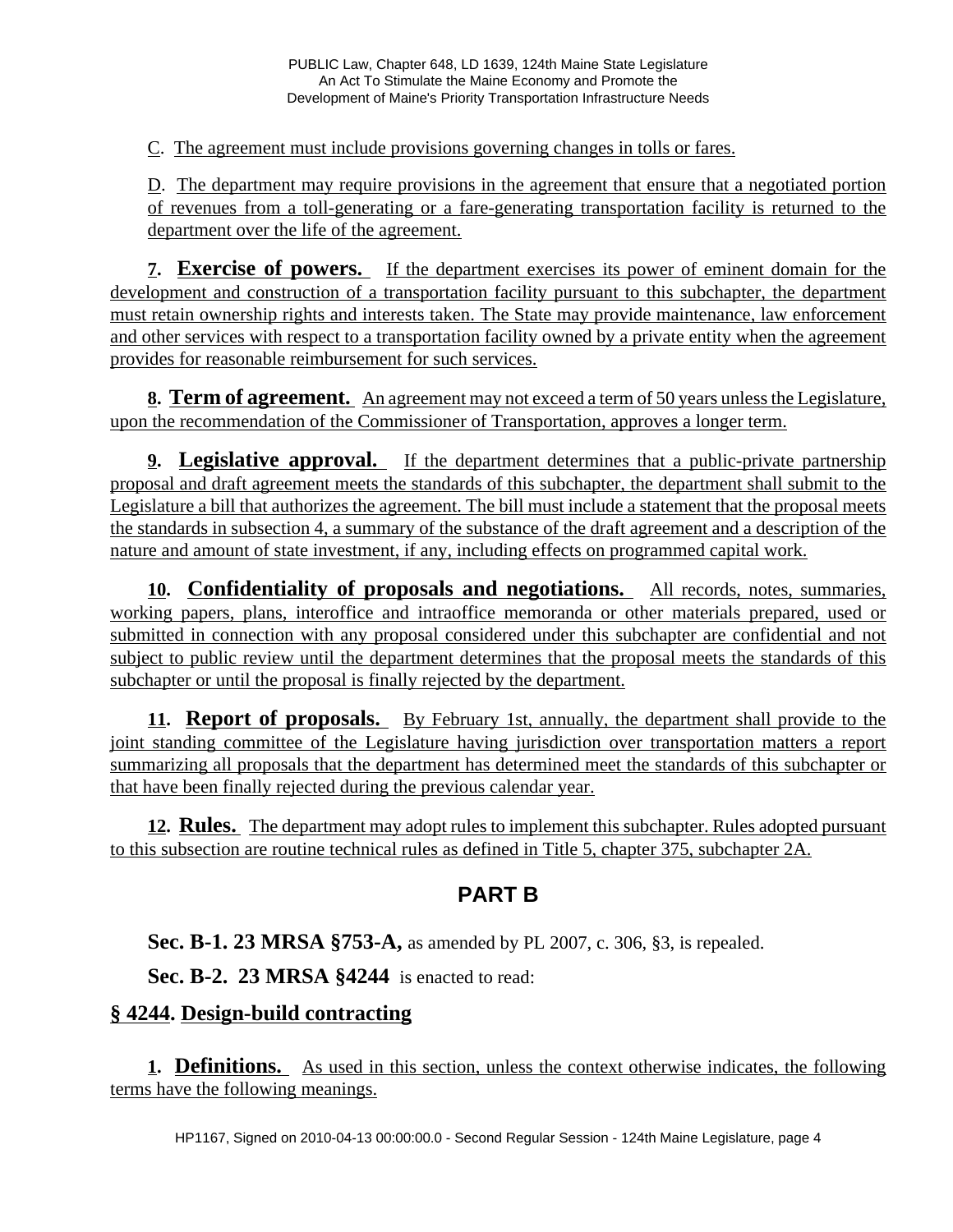C. The agreement must include provisions governing changes in tolls or fares.

D. The department may require provisions in the agreement that ensure that a negotiated portion of revenues from a toll-generating or a fare-generating transportation facility is returned to the department over the life of the agreement.

**7. Exercise of powers.** If the department exercises its power of eminent domain for the development and construction of a transportation facility pursuant to this subchapter, the department must retain ownership rights and interests taken. The State may provide maintenance, law enforcement and other services with respect to a transportation facility owned by a private entity when the agreement provides for reasonable reimbursement for such services.

**8. Term of agreement.** An agreement may not exceed a term of 50 years unless the Legislature, upon the recommendation of the Commissioner of Transportation, approves a longer term.

**9. Legislative approval.** If the department determines that a public-private partnership proposal and draft agreement meets the standards of this subchapter, the department shall submit to the Legislature a bill that authorizes the agreement. The bill must include a statement that the proposal meets the standards in subsection 4, a summary of the substance of the draft agreement and a description of the nature and amount of state investment, if any, including effects on programmed capital work.

**10. Confidentiality of proposals and negotiations.** All records, notes, summaries, working papers, plans, interoffice and intraoffice memoranda or other materials prepared, used or submitted in connection with any proposal considered under this subchapter are confidential and not subject to public review until the department determines that the proposal meets the standards of this subchapter or until the proposal is finally rejected by the department.

**11. Report of proposals.** By February 1st, annually, the department shall provide to the joint standing committee of the Legislature having jurisdiction over transportation matters a report summarizing all proposals that the department has determined meet the standards of this subchapter or that have been finally rejected during the previous calendar year.

**12. Rules.** The department may adopt rules to implement this subchapter. Rules adopted pursuant to this subsection are routine technical rules as defined in Title 5, chapter 375, subchapter 2A.

## PART B

**Sec. B-1. 23 MRSA §753-A,** as amended by PL 2007, c. 306, §3, is repealed.

**Sec. B-2. 23 MRSA §4244** is enacted to read:

### § 4244. Design-build contracting

**1. Definitions.** As used in this section, unless the context otherwise indicates, the following terms have the following meanings.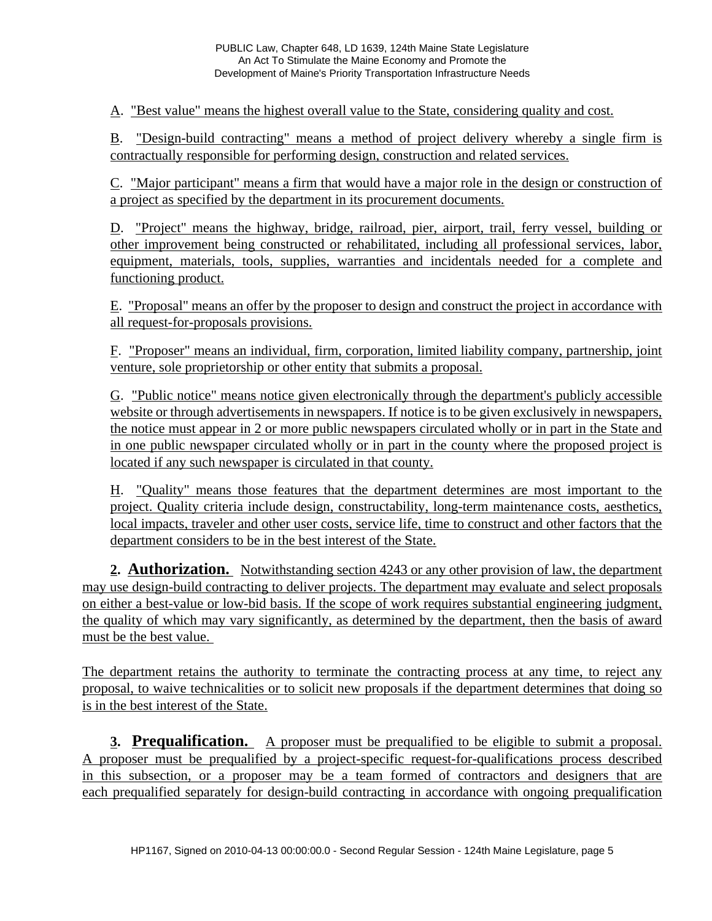A. "Best value" means the highest overall value to the State, considering quality and cost.

B. "Design-build contracting" means a method of project delivery whereby a single firm is contractually responsible for performing design, construction and related services.

C. "Major participant" means a firm that would have a major role in the design or construction of a project as specified by the department in its procurement documents.

D. "Project" means the highway, bridge, railroad, pier, airport, trail, ferry vessel, building or other improvement being constructed or rehabilitated, including all professional services, labor, equipment, materials, tools, supplies, warranties and incidentals needed for a complete and functioning product.

E. "Proposal" means an offer by the proposer to design and construct the project in accordance with all request-for-proposals provisions.

F. "Proposer" means an individual, firm, corporation, limited liability company, partnership, joint venture, sole proprietorship or other entity that submits a proposal.

G. "Public notice" means notice given electronically through the department's publicly accessible website or through advertisements in newspapers. If notice is to be given exclusively in newspapers, the notice must appear in 2 or more public newspapers circulated wholly or in part in the State and in one public newspaper circulated wholly or in part in the county where the proposed project is located if any such newspaper is circulated in that county.

H. "Quality" means those features that the department determines are most important to the project. Quality criteria include design, constructability, long-term maintenance costs, aesthetics, local impacts, traveler and other user costs, service life, time to construct and other factors that the department considers to be in the best interest of the State.

**2. Authorization.** Notwithstanding section 4243 or any other provision of law, the department may use design-build contracting to deliver projects. The department may evaluate and select proposals on either a best-value or low-bid basis. If the scope of work requires substantial engineering judgment, the quality of which may vary significantly, as determined by the department, then the basis of award must be the best value.

The department retains the authority to terminate the contracting process at any time, to reject any proposal, to waive technicalities or to solicit new proposals if the department determines that doing so is in the best interest of the State.

**3. Prequalification.** A proposer must be prequalified to be eligible to submit a proposal. A proposer must be prequalified by a project-specific request-for-qualifications process described in this subsection, or a proposer may be a team formed of contractors and designers that are each prequalified separately for design-build contracting in accordance with ongoing prequalification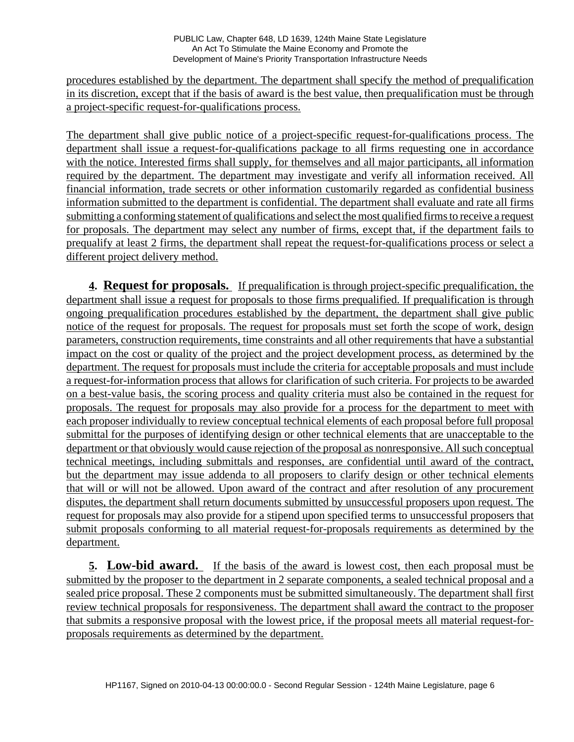procedures established by the department. The department shall specify the method of prequalification in its discretion, except that if the basis of award is the best value, then prequalification must be through a project-specific request-for-qualifications process.

The department shall give public notice of a project-specific request-for-qualifications process. The department shall issue a request-for-qualifications package to all firms requesting one in accordance with the notice. Interested firms shall supply, for themselves and all major participants, all information required by the department. The department may investigate and verify all information received. All financial information, trade secrets or other information customarily regarded as confidential business information submitted to the department is confidential. The department shall evaluate and rate all firms submitting a conforming statement of qualifications and select the most qualified firms to receive a request for proposals. The department may select any number of firms, except that, if the department fails to prequalify at least 2 firms, the department shall repeat the request-for-qualifications process or select a different project delivery method.

**4. Request for proposals.** If prequalification is through project-specific prequalification, the department shall issue a request for proposals to those firms prequalified. If prequalification is through ongoing prequalification procedures established by the department, the department shall give public notice of the request for proposals. The request for proposals must set forth the scope of work, design parameters, construction requirements, time constraints and all other requirements that have a substantial impact on the cost or quality of the project and the project development process, as determined by the department. The request for proposals must include the criteria for acceptable proposals and must include a request-for-information process that allows for clarification of such criteria. For projects to be awarded on a best-value basis, the scoring process and quality criteria must also be contained in the request for proposals. The request for proposals may also provide for a process for the department to meet with each proposer individually to review conceptual technical elements of each proposal before full proposal submittal for the purposes of identifying design or other technical elements that are unacceptable to the department or that obviously would cause rejection of the proposal as nonresponsive. All such conceptual technical meetings, including submittals and responses, are confidential until award of the contract, but the department may issue addenda to all proposers to clarify design or other technical elements that will or will not be allowed. Upon award of the contract and after resolution of any procurement disputes, the department shall return documents submitted by unsuccessful proposers upon request. The request for proposals may also provide for a stipend upon specified terms to unsuccessful proposers that submit proposals conforming to all material request-for-proposals requirements as determined by the department.

**5. Low-bid award.** If the basis of the award is lowest cost, then each proposal must be submitted by the proposer to the department in 2 separate components, a sealed technical proposal and a sealed price proposal. These 2 components must be submitted simultaneously. The department shall first review technical proposals for responsiveness. The department shall award the contract to the proposer that submits a responsive proposal with the lowest price, if the proposal meets all material request-for-proposals requirements as determined by the department.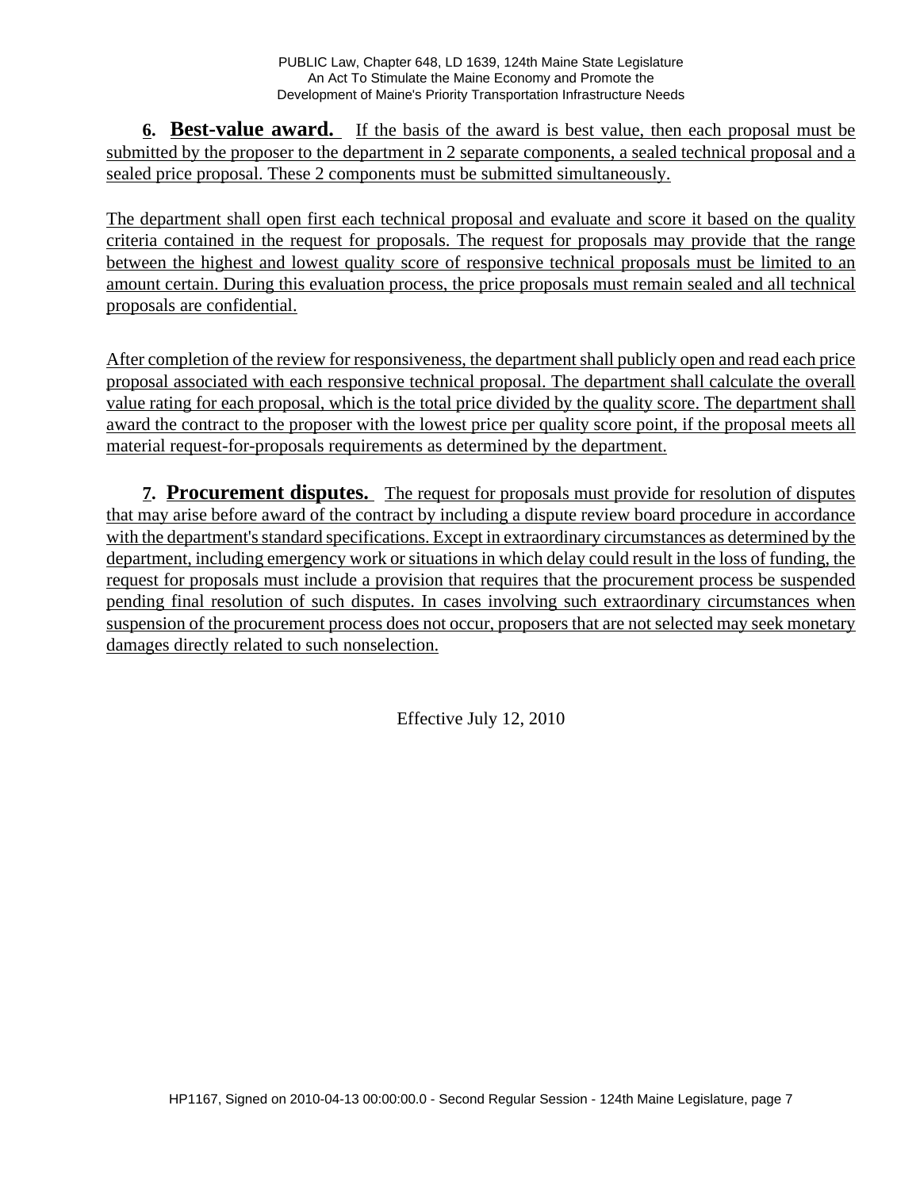**6. Best-value award.** If the basis of the award is best value, then each proposal must be submitted by the proposer to the department in 2 separate components, a sealed technical proposal and a sealed price proposal. These 2 components must be submitted simultaneously.

The department shall open first each technical proposal and evaluate and score it based on the quality criteria contained in the request for proposals. The request for proposals may provide that the range between the highest and lowest quality score of responsive technical proposals must be limited to an amount certain. During this evaluation process, the price proposals must remain sealed and all technical proposals are confidential.

After completion of the review for responsiveness, the department shall publicly open and read each price proposal associated with each responsive technical proposal. The department shall calculate the overall value rating for each proposal, which is the total price divided by the quality score. The department shall award the contract to the proposer with the lowest price per quality score point, if the proposal meets all material request-for-proposals requirements as determined by the department.

**7. Procurement disputes.** The request for proposals must provide for resolution of disputes that may arise before award of the contract by including a dispute review board procedure in accordance with the department's standard specifications. Except in extraordinary circumstances as determined by the department, including emergency work or situations in which delay could result in the loss of funding, the request for proposals must include a provision that requires that the procurement process be suspended pending final resolution of such disputes. In cases involving such extraordinary circumstances when suspension of the procurement process does not occur, proposers that are not selected may seek monetary damages directly related to such nonselection.

Effective July 12, 2010